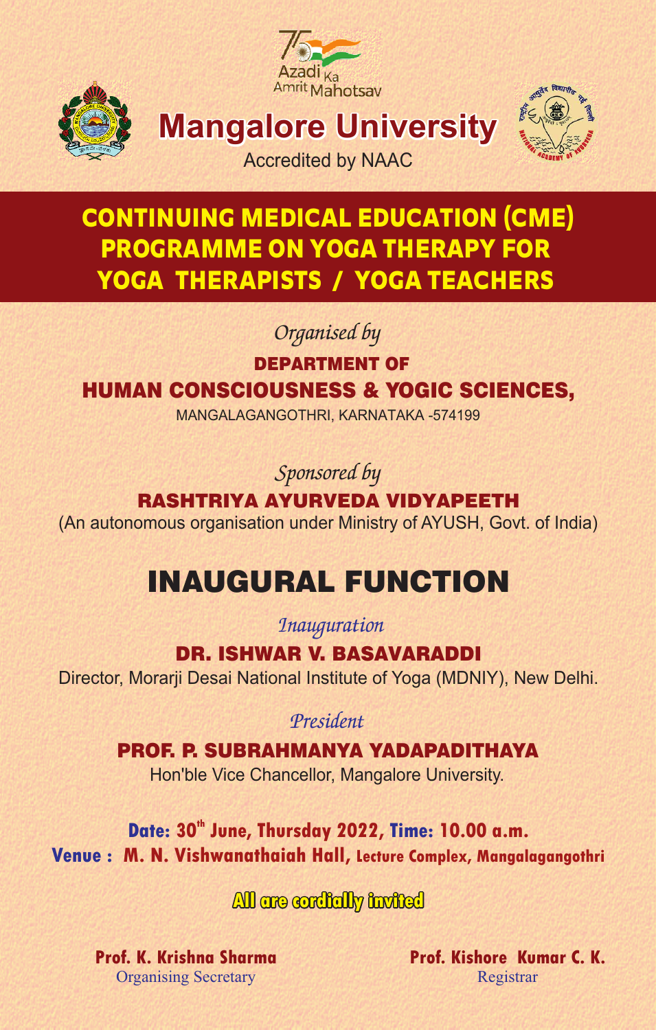Azadi Ka Amrit Mahotsav

# Mangalore University

Accredited by NAAC

## CONTINUING MEDICAL EDUCATION (CME) PROGRAMME ON YOGA THERAPY FOR YOGA THERAPISTS / YOGA TEACHERS

*Organised by*

**DEPARTMENT OF**

**HUMAN CONSCIOUSNESS & YOGIC SCIENCES,**

MANGALAGANGOTHRI, KARNATAKA -574199

*Sponsored by*

**RASHTRIYA AYURVEDA VIDYAPEETH**

(An autonomous organisation under Ministry of AYUSH, Govt. of India)

## INAUGURAL FUNCTION

*Inauguration*

**DR. ISHWAR V. BASAVARADDI**

Director, Morarji Desai National Institute of Yoga (MDNIY), New Delhi.

*President*

**PROF. P. SUBRAHMANYA YADAPADITHAYA**

Hon'ble Vice Chancellor, Mangalore University.

**Date: 30th June, Thursday 2022, Time: 10.00 a.m.**

**Venue : M. N. Vishwanathaiah Hall, Lecture Complex, Mangalagangothri**

**All are cordially invited**

**Prof. K. Krishna Sharma**
Organising Secretary

**Prof. Kishore Kumar C. K.**
Registrar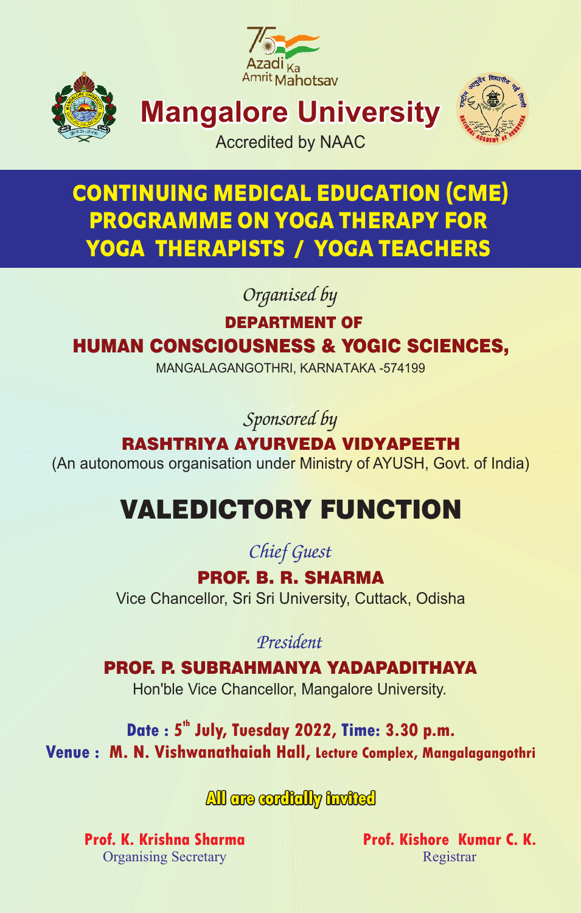Azadi Ka Amrit Mahotsav

# Mangalore University

Accredited by NAAC

## CONTINUING MEDICAL EDUCATION (CME) PROGRAMME ON YOGA THERAPY FOR YOGA THERAPISTS / YOGA TEACHERS

*Organised by*

**DEPARTMENT OF**
**HUMAN CONSCIOUSNESS & YOGIC SCIENCES,**

MANGALAGANGOTHRI, KARNATAKA -574199

*Sponsored by*

**RASHTRIYA AYURVEDA VIDYAPEETH**

(An autonomous organisation under Ministry of AYUSH, Govt. of India)

# VALEDICTORY FUNCTION

*Chief Guest*

**PROF. B. R. SHARMA**

Vice Chancellor, Sri Sri University, Cuttack, Odisha

*President*

**PROF. P. SUBRAHMANYA YADAPADITHAYA**

Hon'ble Vice Chancellor, Mangalore University.

**Date : 5th July, Tuesday 2022, Time: 3.30 p.m.**

**Venue : M. N. Vishwanathaiah Hall, Lecture Complex, Mangalagangothri**

**All are cordially invited**

**Prof. K. Krishna Sharma**
Organising Secretary

**Prof. Kishore Kumar C. K.**
Registrar